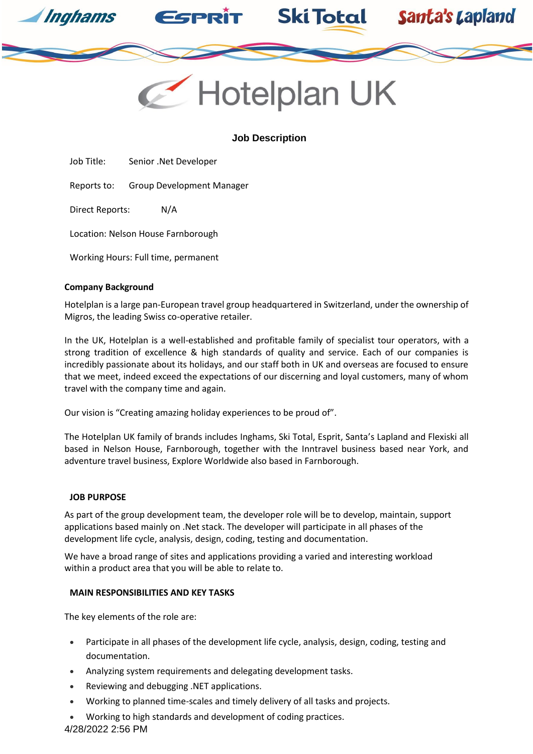Inghams Esprit Ski Total Santa's Lapland

# Hotelplan UK

## Job Description

Job Title: Senior .Net Developer

Reports to: Group Development Manager

Direct Reports: N/A

Location: Nelson House Farnborough

Working Hours: Full time, permanent

**Company Background**

Hotelplan is a large pan-European travel group headquartered in Switzerland, under the ownership of Migros, the leading Swiss co-operative retailer.

In the UK, Hotelplan is a well-established and profitable family of specialist tour operators, with a strong tradition of excellence & high standards of quality and service. Each of our companies is incredibly passionate about its holidays, and our staff both in UK and overseas are focused to ensure that we meet, indeed exceed the expectations of our discerning and loyal customers, many of whom travel with the company time and again.

Our vision is "Creating amazing holiday experiences to be proud of".

The Hotelplan UK family of brands includes Inghams, Ski Total, Esprit, Santa's Lapland and Flexiski all based in Nelson House, Farnborough, together with the Inntravel business based near York, and adventure travel business, Explore Worldwide also based in Farnborough.

**JOB PURPOSE**

As part of the group development team, the developer role will be to develop, maintain, support applications based mainly on .Net stack. The developer will participate in all phases of the development life cycle, analysis, design, coding, testing and documentation.

We have a broad range of sites and applications providing a varied and interesting workload within a product area that you will be able to relate to.

**MAIN RESPONSIBILITIES AND KEY TASKS**

The key elements of the role are:

- Participate in all phases of the development life cycle, analysis, design, coding, testing and documentation.
- Analyzing system requirements and delegating development tasks.
- Reviewing and debugging .NET applications.
- Working to planned time-scales and timely delivery of all tasks and projects.
- Working to high standards and development of coding practices.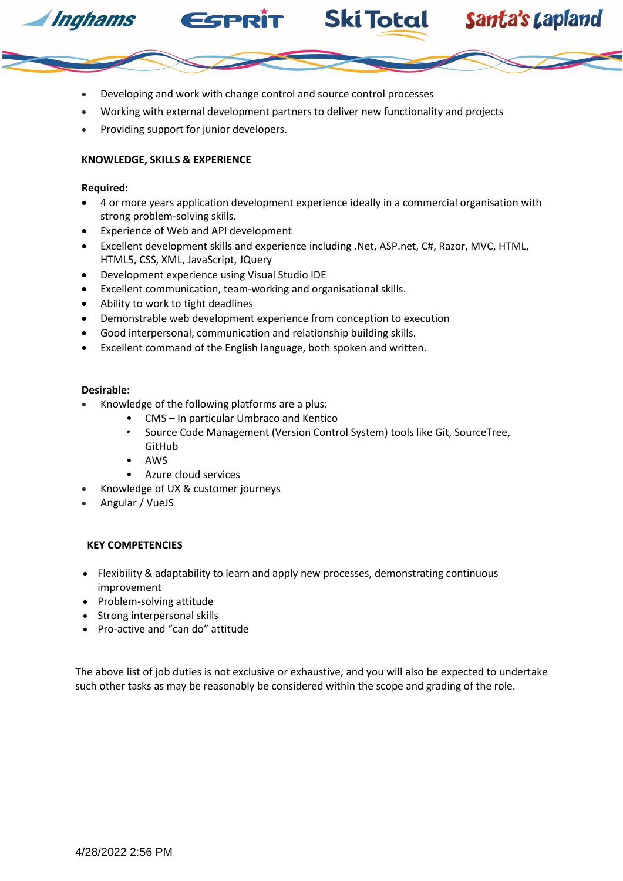- Developing and work with change control and source control processes
- Working with external development partners to deliver new functionality and projects
- Providing support for junior developers.

**KNOWLEDGE, SKILLS & EXPERIENCE**

**Required:**

- 4 or more years application development experience ideally in a commercial organisation with strong problem-solving skills.
- Experience of Web and API development
- Excellent development skills and experience including .Net, ASP.net, C#, Razor, MVC, HTML, HTML5, CSS, XML, JavaScript, JQuery
- Development experience using Visual Studio IDE
- Excellent communication, team-working and organisational skills.
- Ability to work to tight deadlines
- Demonstrable web development experience from conception to execution
- Good interpersonal, communication and relationship building skills.
- Excellent command of the English language, both spoken and written.

**Desirable:**

- Knowledge of the following platforms are a plus:
    - CMS – In particular Umbraco and Kentico
    - Source Code Management (Version Control System) tools like Git, SourceTree, GitHub
    - AWS
    - Azure cloud services
- Knowledge of UX & customer journeys
- Angular / VueJS

**KEY COMPETENCIES**

- Flexibility & adaptability to learn and apply new processes, demonstrating continuous improvement
- Problem-solving attitude
- Strong interpersonal skills
- Pro-active and "can do" attitude

The above list of job duties is not exclusive or exhaustive, and you will also be expected to undertake such other tasks as may be reasonably be considered within the scope and grading of the role.